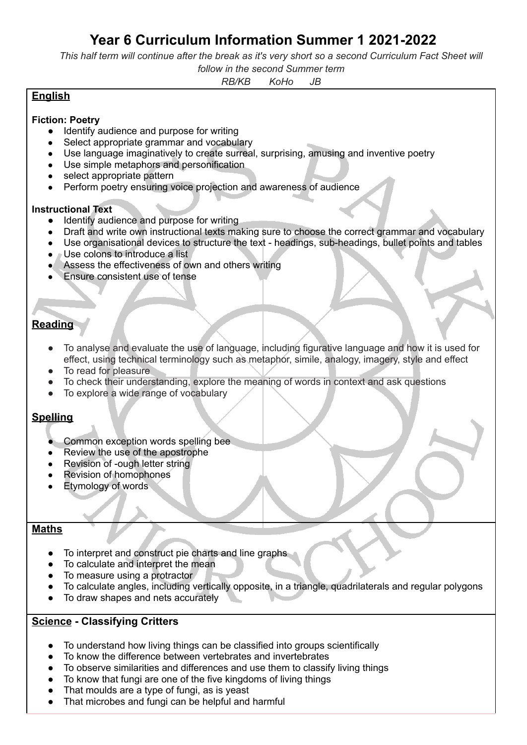# Year 6 Curriculum Information Summer 1 2021-2022

*This half term will continue after the break as it's very short so a second Curriculum Fact Sheet will follow in the second Summer term*

*RB/KB KoHo JB*

## English

**Fiction: Poetry**

- Identify audience and purpose for writing
- Select appropriate grammar and vocabulary
- Use language imaginatively to create surreal, surprising, amusing and inventive poetry
- Use simple metaphors and personification
- select appropriate pattern
- Perform poetry ensuring voice projection and awareness of audience

**Instructional Text**

- Identify audience and purpose for writing
- Draft and write own instructional texts making sure to choose the correct grammar and vocabulary
- Use organisational devices to structure the text - headings, sub-headings, bullet points and tables
- Use colons to introduce a list
- Assess the effectiveness of own and others writing
- Ensure consistent use of tense

## Reading

- To analyse and evaluate the use of language, including figurative language and how it is used for effect, using technical terminology such as metaphor, simile, analogy, imagery, style and effect
- To read for pleasure
- To check their understanding, explore the meaning of words in context and ask questions
- To explore a wide range of vocabulary

## Spelling

- Common exception words spelling bee
- Review the use of the apostrophe
- Revision of -ough letter string
- Revision of homophones
- Etymology of words

## Maths

- To interpret and construct pie charts and line graphs
- To calculate and interpret the mean
- To measure using a protractor
- To calculate angles, including vertically opposite, in a triangle, quadrilaterals and regular polygons
- To draw shapes and nets accurately

## Science - Classifying Critters

- To understand how living things can be classified into groups scientifically
- To know the difference between vertebrates and invertebrates
- To observe similarities and differences and use them to classify living things
- To know that fungi are one of the five kingdoms of living things
- That moulds are a type of fungi, as is yeast
- That microbes and fungi can be helpful and harmful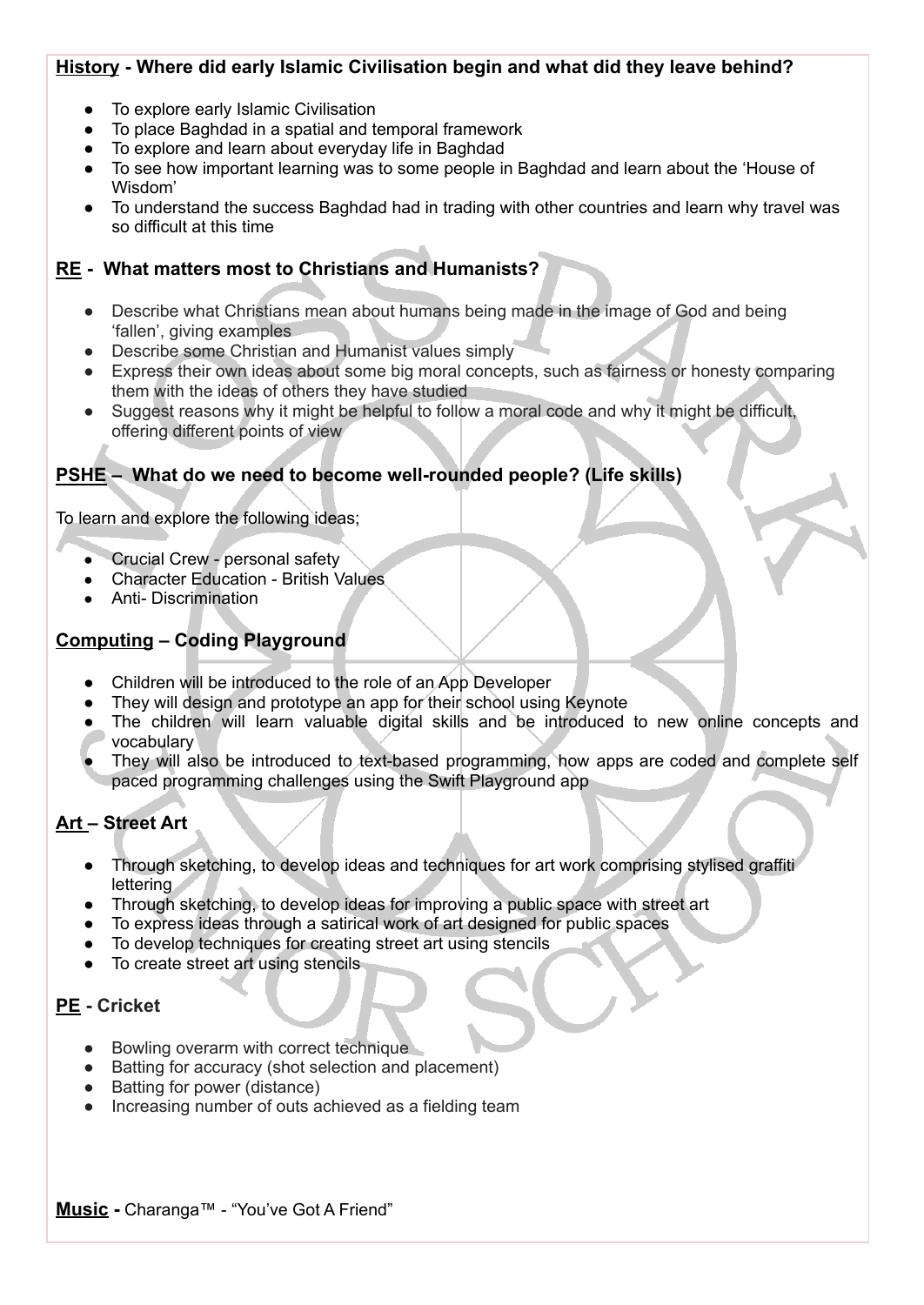**<u>History</u> - Where did early Islamic Civilisation begin and what did they leave behind?**

- To explore early Islamic Civilisation
- To place Baghdad in a spatial and temporal framework
- To explore and learn about everyday life in Baghdad
- To see how important learning was to some people in Baghdad and learn about the 'House of Wisdom'
- To understand the success Baghdad had in trading with other countries and learn why travel was so difficult at this time

**<u>RE</u> - What matters most to Christians and Humanists?**

- Describe what Christians mean about humans being made in the image of God and being 'fallen', giving examples
- Describe some Christian and Humanist values simply
- Express their own ideas about some big moral concepts, such as fairness or honesty comparing them with the ideas of others they have studied
- Suggest reasons why it might be helpful to follow a moral code and why it might be difficult, offering different points of view

**<u>PSHE</u> – What do we need to become well-rounded people? (Life skills)**

To learn and explore the following ideas;

- Crucial Crew - personal safety
- Character Education - British Values
- Anti- Discrimination

**<u>Computing</u> – Coding Playground**

- Children will be introduced to the role of an App Developer
- They will design and prototype an app for their school using Keynote
- The children will learn valuable digital skills and be introduced to new online concepts and vocabulary
- They will also be introduced to text-based programming, how apps are coded and complete self paced programming challenges using the Swift Playground app

**<u>Art</u> – Street Art**

- Through sketching, to develop ideas and techniques for art work comprising stylised graffiti lettering
- Through sketching, to develop ideas for improving a public space with street art
- To express ideas through a satirical work of art designed for public spaces
- To develop techniques for creating street art using stencils
- To create street art using stencils

**<u>PE</u> - Cricket**

- Bowling overarm with correct technique
- Batting for accuracy (shot selection and placement)
- Batting for power (distance)
- Increasing number of outs achieved as a fielding team

**<u>Music</u> -** Charanga™ - "You've Got A Friend"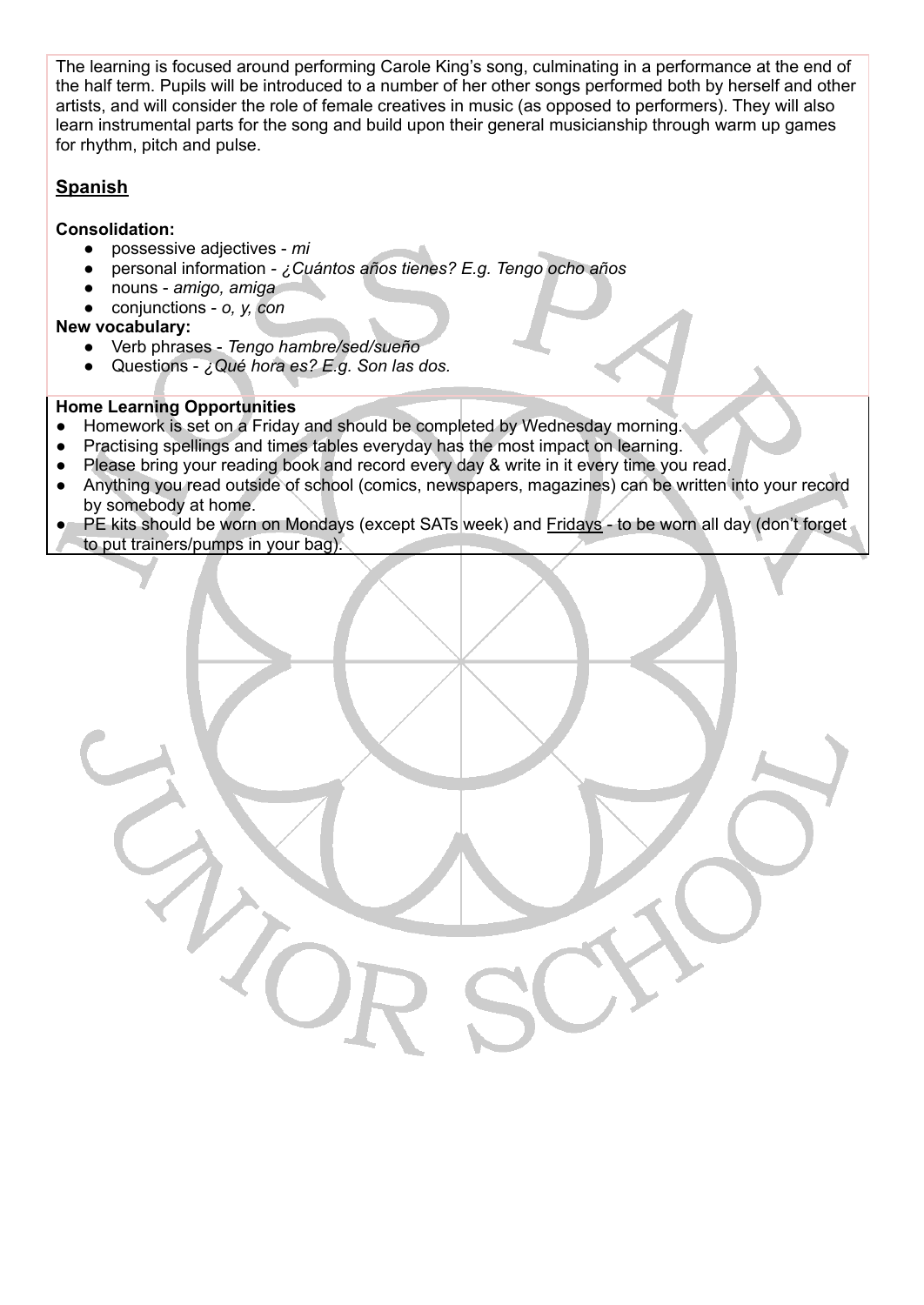The learning is focused around performing Carole King's song, culminating in a performance at the end of the half term. Pupils will be introduced to a number of her other songs performed both by herself and other artists, and will consider the role of female creatives in music (as opposed to performers). They will also learn instrumental parts for the song and build upon their general musicianship through warm up games for rhythm, pitch and pulse.

## Spanish

**Consolidation:**

- possessive adjectives - *mi*
- personal information - *¿Cuántos años tienes? E.g. Tengo ocho años*
- nouns - *amigo, amiga*
- conjunctions - *o, y, con*

**New vocabulary:**

- Verb phrases - *Tengo hambre/sed/sueño*
- Questions - *¿Qué hora es? E.g. Son las dos.*

**Home Learning Opportunities**

- Homework is set on a Friday and should be completed by Wednesday morning.
- Practising spellings and times tables everyday has the most impact on learning.
- Please bring your reading book and record every day & write in it every time you read.
- Anything you read outside of school (comics, newspapers, magazines) can be written into your record by somebody at home.
- PE kits should be worn on Mondays (except SATs week) and Fridays - to be worn all day (don't forget to put trainers/pumps in your bag).